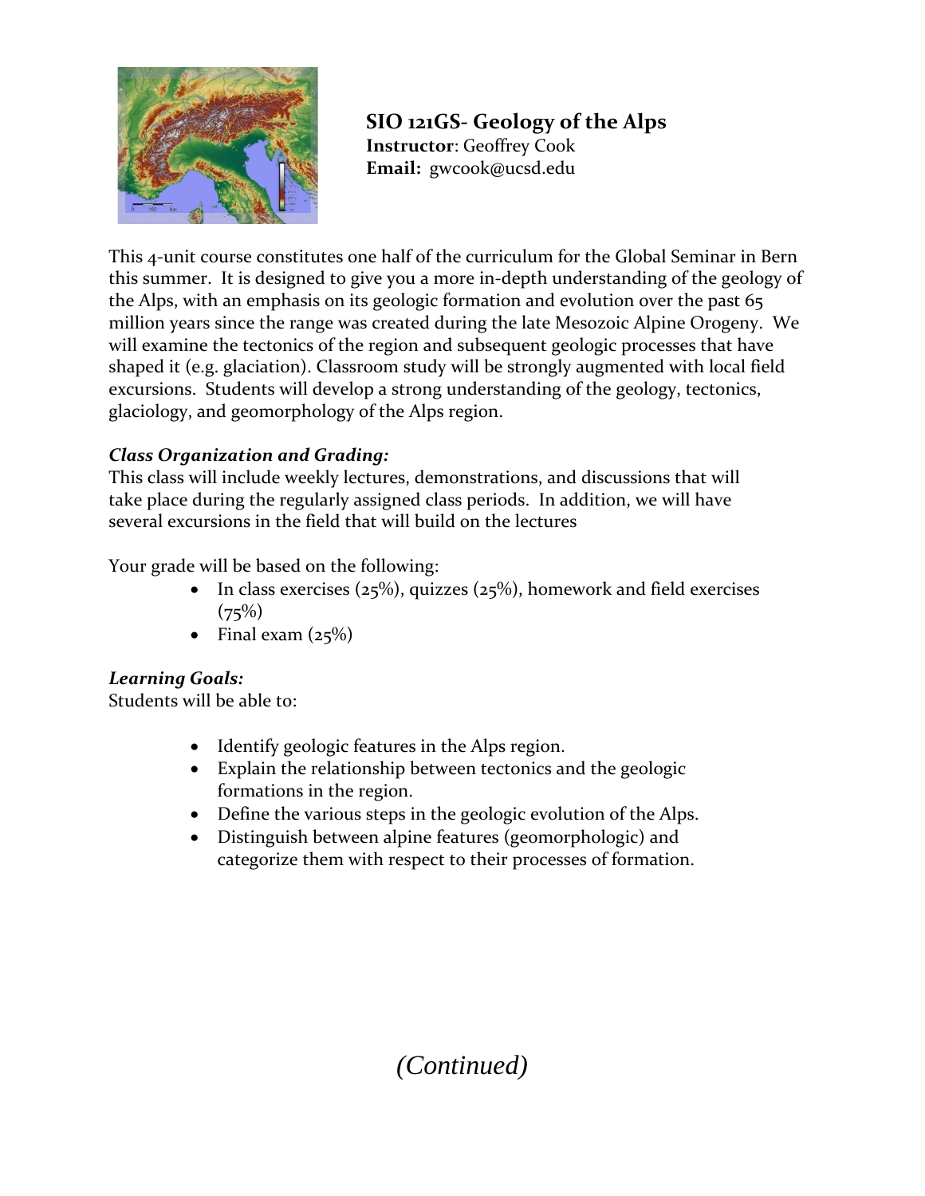# SIO 121GS- Geology of the Alps

**Instructor**: Geoffrey Cook
**Email:** gwcook@ucsd.edu

This 4-unit course constitutes one half of the curriculum for the Global Seminar in Bern this summer. It is designed to give you a more in-depth understanding of the geology of the Alps, with an emphasis on its geologic formation and evolution over the past 65 million years since the range was created during the late Mesozoic Alpine Orogeny. We will examine the tectonics of the region and subsequent geologic processes that have shaped it (e.g. glaciation). Classroom study will be strongly augmented with local field excursions. Students will develop a strong understanding of the geology, tectonics, glaciology, and geomorphology of the Alps region.

***Class Organization and Grading:***

This class will include weekly lectures, demonstrations, and discussions that will take place during the regularly assigned class periods. In addition, we will have several excursions in the field that will build on the lectures

Your grade will be based on the following:

- In class exercises (25%), quizzes (25%), homework and field exercises (75%)
- Final exam (25%)

***Learning Goals:***

Students will be able to:

- Identify geologic features in the Alps region.
- Explain the relationship between tectonics and the geologic formations in the region.
- Define the various steps in the geologic evolution of the Alps.
- Distinguish between alpine features (geomorphologic) and categorize them with respect to their processes of formation.

*(Continued)*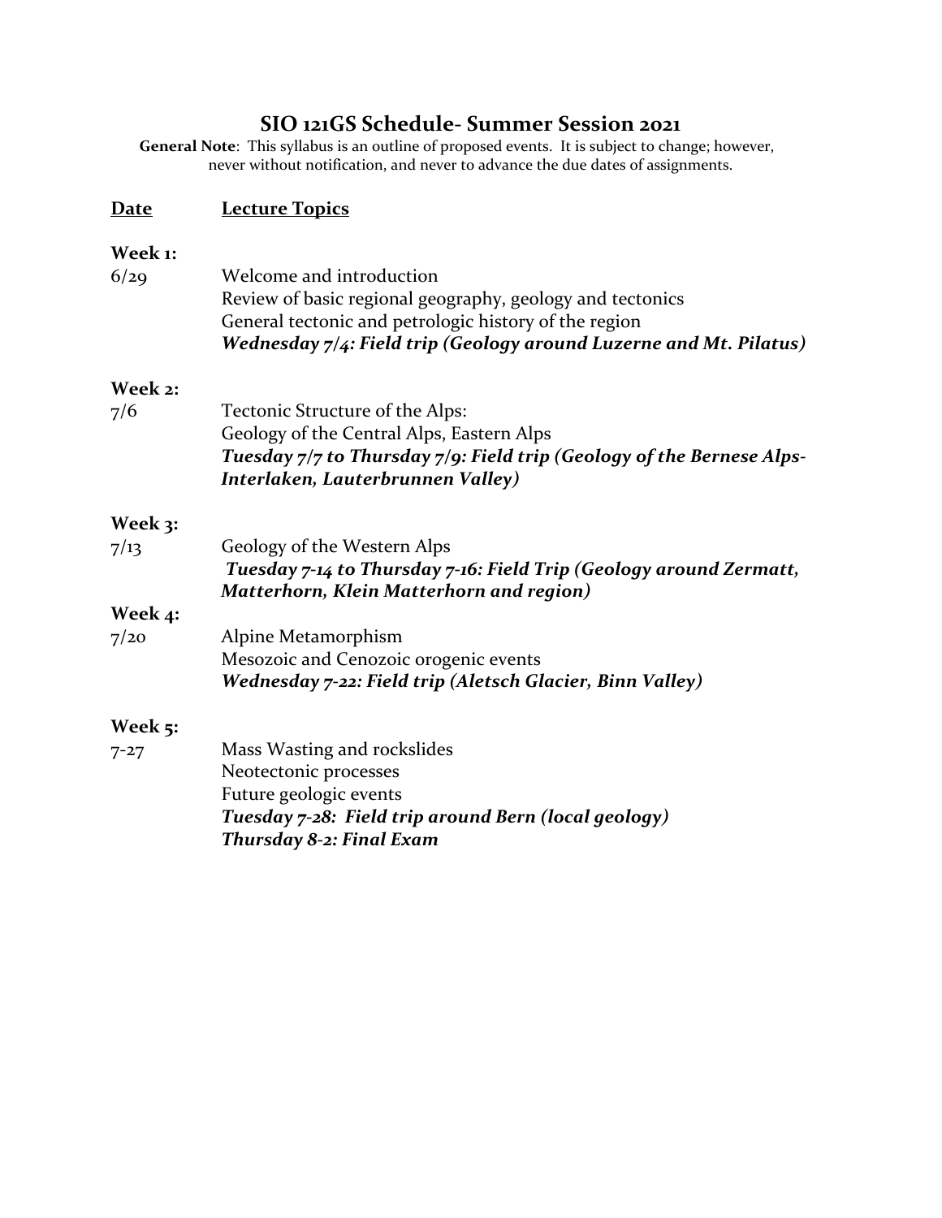# SIO 121GS Schedule- Summer Session 2021

**General Note**: This syllabus is an outline of proposed events. It is subject to change; however, never without notification, and never to advance the due dates of assignments.

| **Date** | **Lecture Topics** |
|---|---|
| **Week 1:** | |
| 6/29 | Welcome and introduction<br>Review of basic regional geography, geology and tectonics<br>General tectonic and petrologic history of the region<br>***Wednesday 7/4: Field trip (Geology around Luzerne and Mt. Pilatus)*** |
| **Week 2:** | |
| 7/6 | Tectonic Structure of the Alps:<br>Geology of the Central Alps, Eastern Alps<br>***Tuesday 7/7 to Thursday 7/9: Field trip (Geology of the Bernese Alps-Interlaken, Lauterbrunnen Valley)*** |
| **Week 3:** | |
| 7/13 | Geology of the Western Alps<br>***Tuesday 7-14 to Thursday 7-16: Field Trip (Geology around Zermatt, Matterhorn, Klein Matterhorn and region)*** |
| **Week 4:** | |
| 7/20 | Alpine Metamorphism<br>Mesozoic and Cenozoic orogenic events<br>***Wednesday 7-22: Field trip (Aletsch Glacier, Binn Valley)*** |
| **Week 5:** | |
| 7-27 | Mass Wasting and rockslides<br>Neotectonic processes<br>Future geologic events<br>***Tuesday 7-28: Field trip around Bern (local geology)***<br>***Thursday 8-2: Final Exam*** |